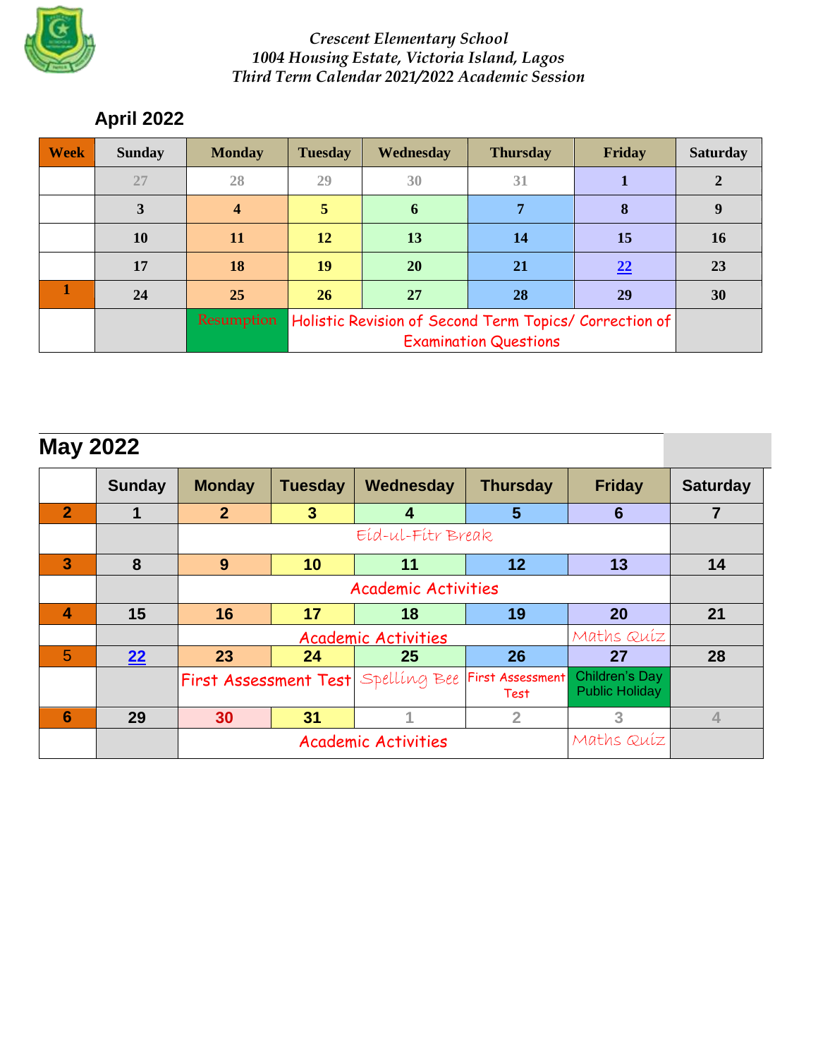*Crescent Elementary School*
*1004 Housing Estate, Victoria Island, Lagos*
*Third Term Calendar 2021/2022 Academic Session*

## April 2022

| Week | Sunday | Monday | Tuesday | Wednesday | Thursday | Friday | Saturday |
|---|---|---|---|---|---|---|---|
| | 27 | 28 | 29 | 30 | 31 | 1 | 2 |
| | 3 | 4 | 5 | 6 | 7 | 8 | 9 |
| | 10 | 11 | 12 | 13 | 14 | 15 | 16 |
| | 17 | 18 | 19 | 20 | 21 | 22 | 23 |
| 1 | 24 | 25 | 26 | 27 | 28 | 29 | 30 |
| | | Resumption | Holistic Revision of Second Term Topics/ Correction of Examination Questions | | | | |

## May 2022

| | Sunday | Monday | Tuesday | Wednesday | Thursday | Friday | Saturday |
|---|---|---|---|---|---|---|---|
| 2 | 1 | 2 | 3 | 4 | 5 | 6 | 7 |
| | | Eid-ul-Fitr Break | | | | | |
| 3 | 8 | 9 | 10 | 11 | 12 | 13 | 14 |
| | | Academic Activities | | | | | |
| 4 | 15 | 16 | 17 | 18 | 19 | 20 | 21 |
| | | Academic Activities | | | | Maths Quiz | |
| 5 | 22 | 23 | 24 | 25 | 26 | 27 | 28 |
| | | First Assessment Test | | Spelling Bee | First Assessment Test | Children's Day Public Holiday | |
| 6 | 29 | 30 | 31 | 1 | 2 | 3 | 4 |
| | | Academic Activities | | | | Maths Quiz | |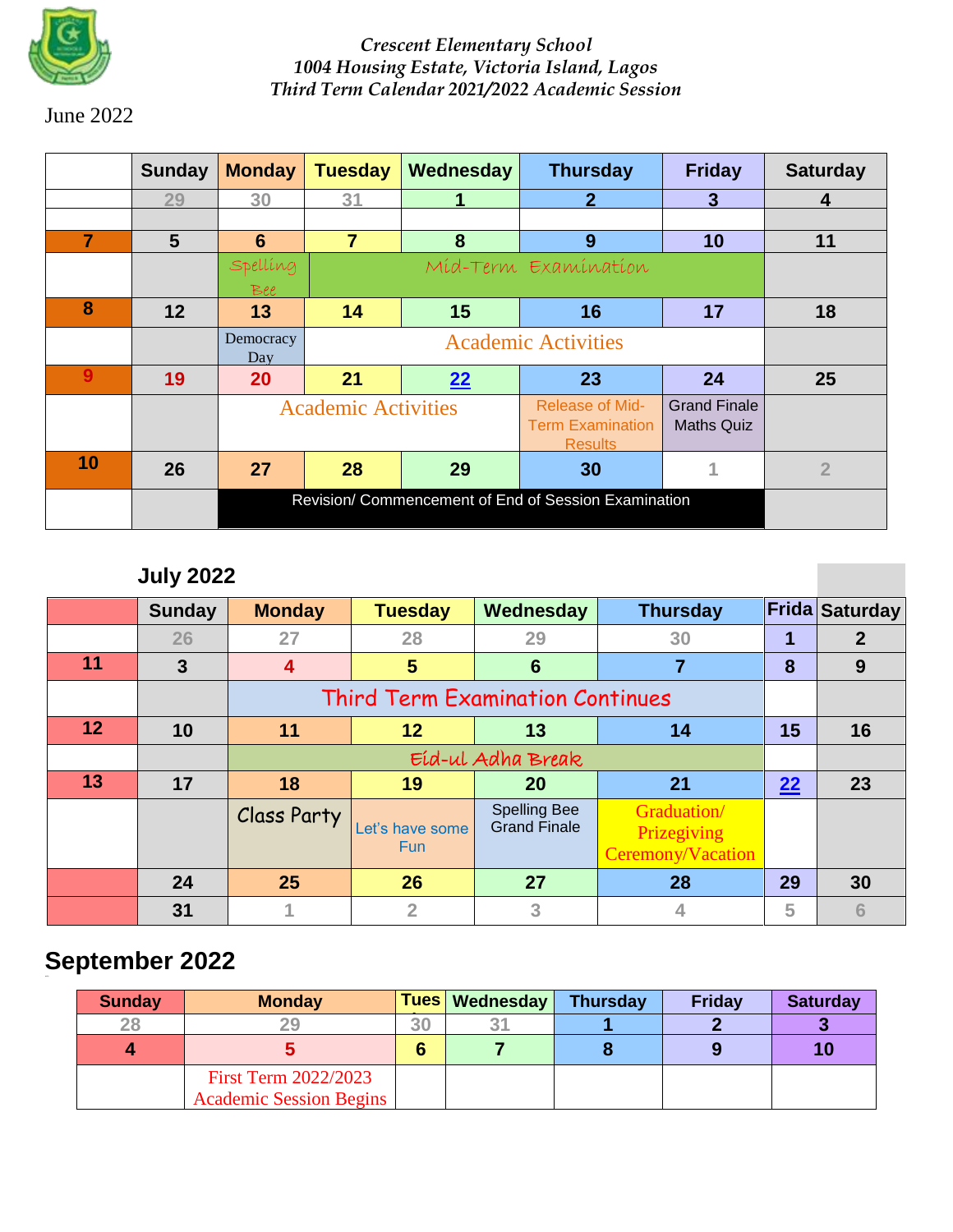*Crescent Elementary School*
*1004 Housing Estate, Victoria Island, Lagos*
*Third Term Calendar 2021/2022 Academic Session*

June 2022

| | Sunday | Monday | Tuesday | Wednesday | Thursday | Friday | Saturday |
|---|---|---|---|---|---|---|---|
| | 29 | 30 | 31 | 1 | 2 | 3 | 4 |
| | | | | | | | |
| 7 | 5 | 6 | 7 | 8 | 9 | 10 | 11 |
| | | Spelling Bee | Mid-Term Examination | | | | |
| 8 | 12 | 13 | 14 | 15 | 16 | 17 | 18 |
| | | Democracy Day | Academic Activities | | | | |
| 9 | 19 | 20 | 21 | 22 | 23 | 24 | 25 |
| | | Academic Activities | | | Release of Mid-Term Examination Results | Grand Finale Maths Quiz | |
| 10 | 26 | 27 | 28 | 29 | 30 | 1 | 2 |
| | | Revision/ Commencement of End of Session Examination | | | | | |

## July 2022

| | Sunday | Monday | Tuesday | Wednesday | Thursday | Frida | Saturday |
|---|---|---|---|---|---|---|---|
| | 26 | 27 | 28 | 29 | 30 | 1 | 2 |
| 11 | 3 | 4 | 5 | 6 | 7 | 8 | 9 |
| | | Third Term Examination Continues | | | | | |
| 12 | 10 | 11 | 12 | 13 | 14 | 15 | 16 |
| | | Eid-ul Adha Break | | | | | |
| 13 | 17 | 18 | 19 | 20 | 21 | 22 | 23 |
| | | Class Party | Let's have some Fun | Spelling Bee Grand Finale | Graduation/ Prizegiving Ceremony/Vacation | | |
| | 24 | 25 | 26 | 27 | 28 | 29 | 30 |
| | 31 | 1 | 2 | 3 | 4 | 5 | 6 |

## September 2022

| Sunday | Monday | Tues | Wednesday | Thursday | Friday | Saturday |
|---|---|---|---|---|---|---|
| 28 | 29 | 30 | 31 | 1 | 2 | 3 |
| 4 | 5 | 6 | 7 | 8 | 9 | 10 |
| | First Term 2022/2023 Academic Session Begins | | | | | |